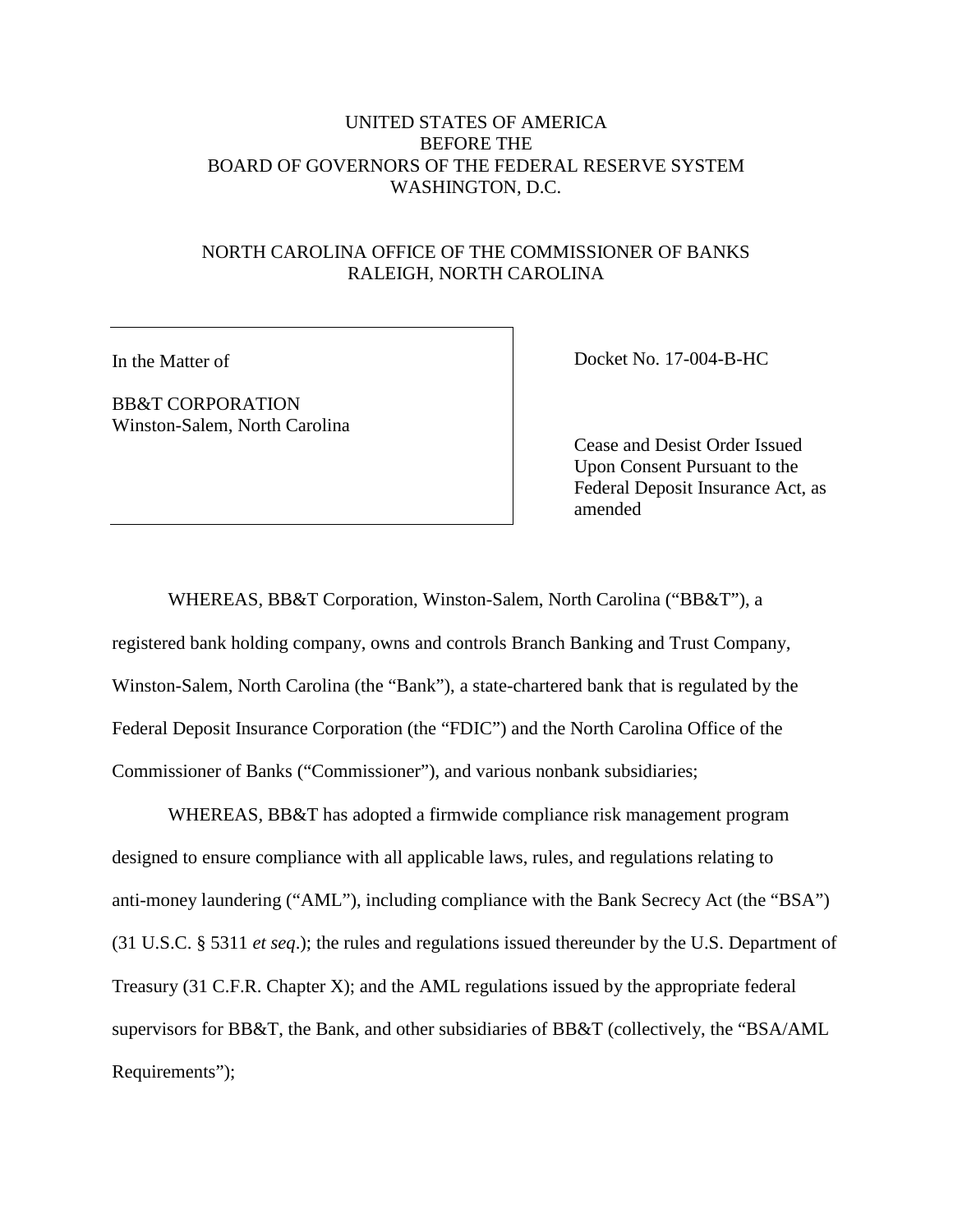UNITED STATES OF AMERICA
BEFORE THE
BOARD OF GOVERNORS OF THE FEDERAL RESERVE SYSTEM
WASHINGTON, D.C.

NORTH CAROLINA OFFICE OF THE COMMISSIONER OF BANKS
RALEIGH, NORTH CAROLINA

| | |
|---|---|
| In the Matter of<br><br>BB&T CORPORATION<br>Winston-Salem, North Carolina | Docket No. 17-004-B-HC<br><br>Cease and Desist Order Issued Upon Consent Pursuant to the Federal Deposit Insurance Act, as amended |

WHEREAS, BB&T Corporation, Winston-Salem, North Carolina ("BB&T"), a registered bank holding company, owns and controls Branch Banking and Trust Company, Winston-Salem, North Carolina (the "Bank"), a state-chartered bank that is regulated by the Federal Deposit Insurance Corporation (the "FDIC") and the North Carolina Office of the Commissioner of Banks ("Commissioner"), and various nonbank subsidiaries;

WHEREAS, BB&T has adopted a firmwide compliance risk management program designed to ensure compliance with all applicable laws, rules, and regulations relating to anti-money laundering ("AML"), including compliance with the Bank Secrecy Act (the "BSA") (31 U.S.C. § 5311 *et seq*.); the rules and regulations issued thereunder by the U.S. Department of Treasury (31 C.F.R. Chapter X); and the AML regulations issued by the appropriate federal supervisors for BB&T, the Bank, and other subsidiaries of BB&T (collectively, the "BSA/AML Requirements");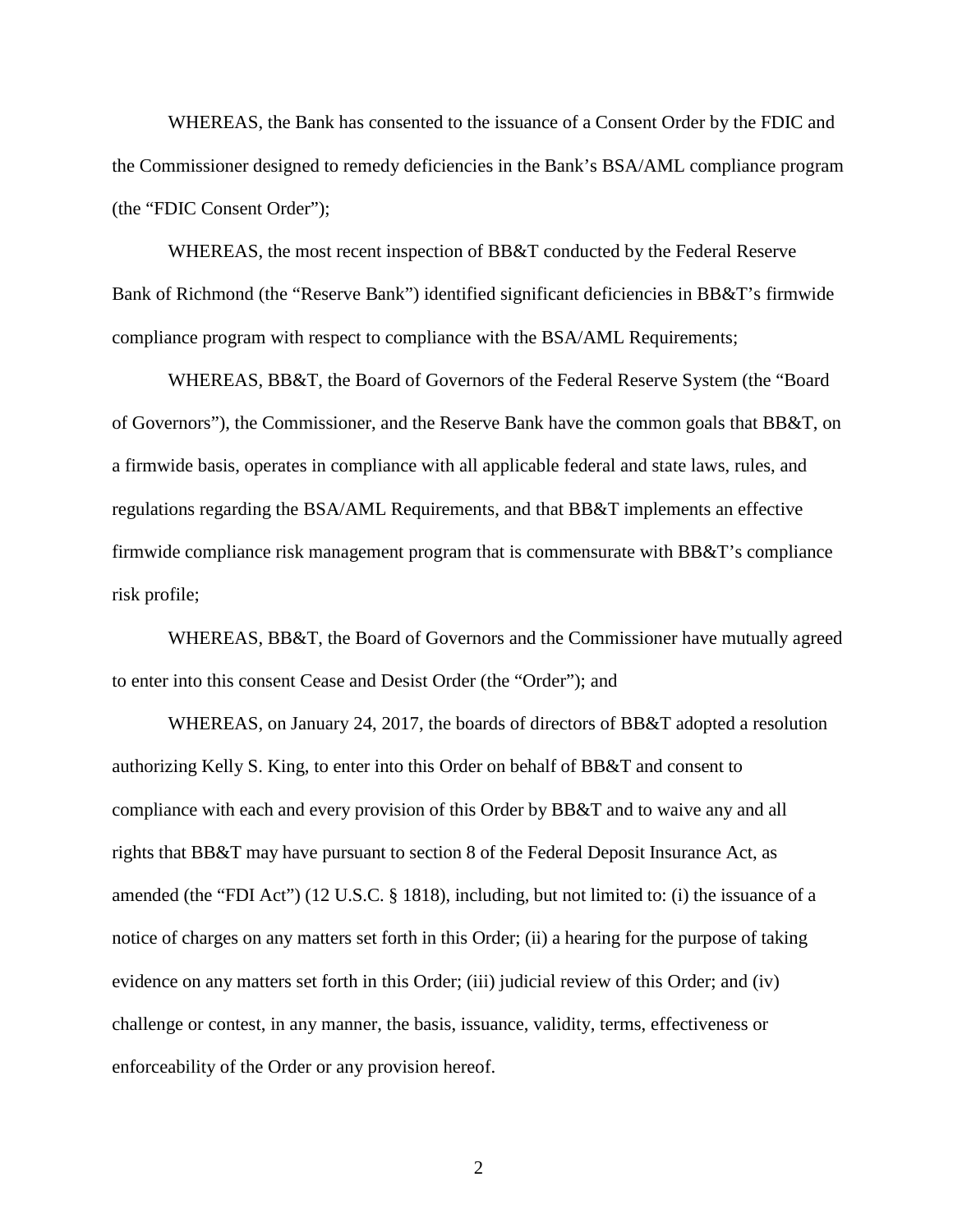WHEREAS, the Bank has consented to the issuance of a Consent Order by the FDIC and the Commissioner designed to remedy deficiencies in the Bank's BSA/AML compliance program (the "FDIC Consent Order");

WHEREAS, the most recent inspection of BB&T conducted by the Federal Reserve Bank of Richmond (the "Reserve Bank") identified significant deficiencies in BB&T's firmwide compliance program with respect to compliance with the BSA/AML Requirements;

WHEREAS, BB&T, the Board of Governors of the Federal Reserve System (the "Board of Governors"), the Commissioner, and the Reserve Bank have the common goals that BB&T, on a firmwide basis, operates in compliance with all applicable federal and state laws, rules, and regulations regarding the BSA/AML Requirements, and that BB&T implements an effective firmwide compliance risk management program that is commensurate with BB&T's compliance risk profile;

WHEREAS, BB&T, the Board of Governors and the Commissioner have mutually agreed to enter into this consent Cease and Desist Order (the "Order"); and

WHEREAS, on January 24, 2017, the boards of directors of BB&T adopted a resolution authorizing Kelly S. King, to enter into this Order on behalf of BB&T and consent to compliance with each and every provision of this Order by BB&T and to waive any and all rights that BB&T may have pursuant to section 8 of the Federal Deposit Insurance Act, as amended (the "FDI Act") (12 U.S.C. § 1818), including, but not limited to: (i) the issuance of a notice of charges on any matters set forth in this Order; (ii) a hearing for the purpose of taking evidence on any matters set forth in this Order; (iii) judicial review of this Order; and (iv) challenge or contest, in any manner, the basis, issuance, validity, terms, effectiveness or enforceability of the Order or any provision hereof.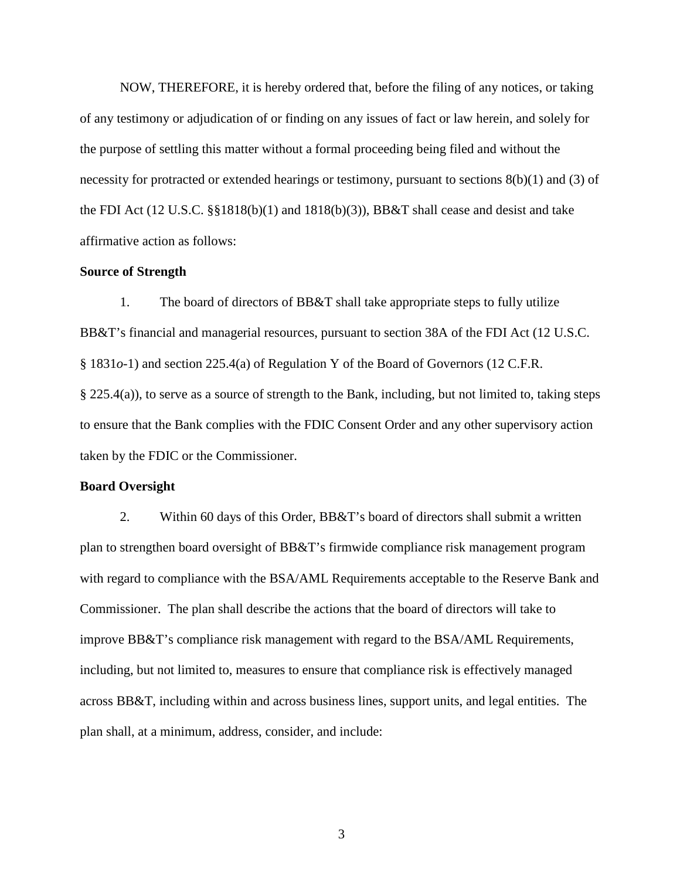NOW, THEREFORE, it is hereby ordered that, before the filing of any notices, or taking of any testimony or adjudication of or finding on any issues of fact or law herein, and solely for the purpose of settling this matter without a formal proceeding being filed and without the necessity for protracted or extended hearings or testimony, pursuant to sections 8(b)(1) and (3) of the FDI Act (12 U.S.C. §§1818(b)(1) and 1818(b)(3)), BB&T shall cease and desist and take affirmative action as follows:

**Source of Strength**

1. The board of directors of BB&T shall take appropriate steps to fully utilize BB&T's financial and managerial resources, pursuant to section 38A of the FDI Act (12 U.S.C. § 1831*o*-1) and section 225.4(a) of Regulation Y of the Board of Governors (12 C.F.R. § 225.4(a)), to serve as a source of strength to the Bank, including, but not limited to, taking steps to ensure that the Bank complies with the FDIC Consent Order and any other supervisory action taken by the FDIC or the Commissioner.

**Board Oversight**

2. Within 60 days of this Order, BB&T's board of directors shall submit a written plan to strengthen board oversight of BB&T's firmwide compliance risk management program with regard to compliance with the BSA/AML Requirements acceptable to the Reserve Bank and Commissioner. The plan shall describe the actions that the board of directors will take to improve BB&T's compliance risk management with regard to the BSA/AML Requirements, including, but not limited to, measures to ensure that compliance risk is effectively managed across BB&T, including within and across business lines, support units, and legal entities. The plan shall, at a minimum, address, consider, and include: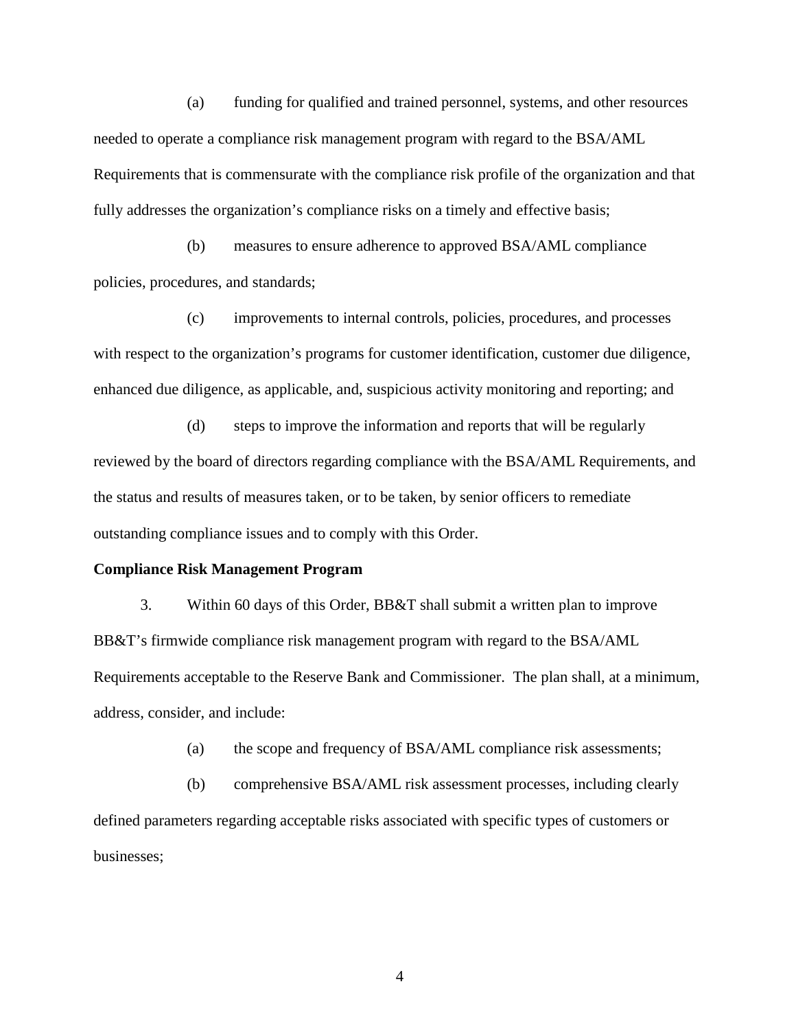(a) funding for qualified and trained personnel, systems, and other resources needed to operate a compliance risk management program with regard to the BSA/AML Requirements that is commensurate with the compliance risk profile of the organization and that fully addresses the organization's compliance risks on a timely and effective basis;

(b) measures to ensure adherence to approved BSA/AML compliance policies, procedures, and standards;

(c) improvements to internal controls, policies, procedures, and processes with respect to the organization's programs for customer identification, customer due diligence, enhanced due diligence, as applicable, and, suspicious activity monitoring and reporting; and

(d) steps to improve the information and reports that will be regularly reviewed by the board of directors regarding compliance with the BSA/AML Requirements, and the status and results of measures taken, or to be taken, by senior officers to remediate outstanding compliance issues and to comply with this Order.

**Compliance Risk Management Program**

3. Within 60 days of this Order, BB&T shall submit a written plan to improve BB&T's firmwide compliance risk management program with regard to the BSA/AML Requirements acceptable to the Reserve Bank and Commissioner. The plan shall, at a minimum, address, consider, and include:

(a) the scope and frequency of BSA/AML compliance risk assessments;

(b) comprehensive BSA/AML risk assessment processes, including clearly defined parameters regarding acceptable risks associated with specific types of customers or businesses;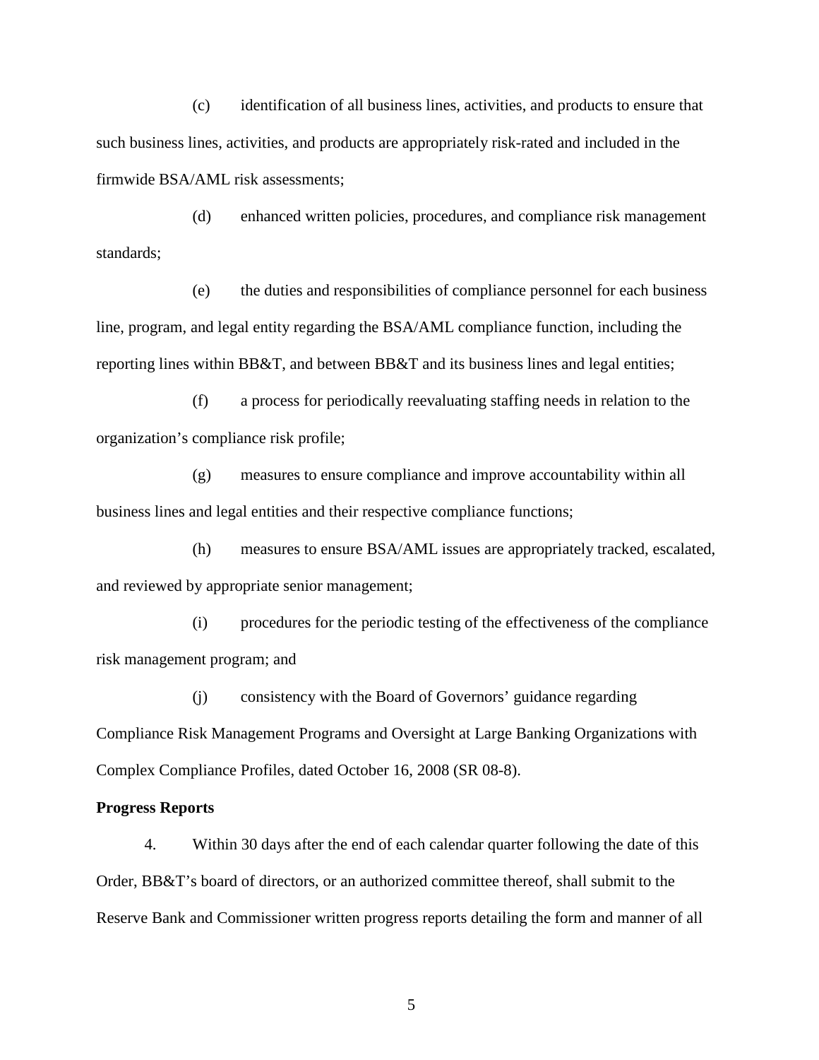(c) identification of all business lines, activities, and products to ensure that such business lines, activities, and products are appropriately risk-rated and included in the firmwide BSA/AML risk assessments;

(d) enhanced written policies, procedures, and compliance risk management standards;

(e) the duties and responsibilities of compliance personnel for each business line, program, and legal entity regarding the BSA/AML compliance function, including the reporting lines within BB&T, and between BB&T and its business lines and legal entities;

(f) a process for periodically reevaluating staffing needs in relation to the organization's compliance risk profile;

(g) measures to ensure compliance and improve accountability within all business lines and legal entities and their respective compliance functions;

(h) measures to ensure BSA/AML issues are appropriately tracked, escalated, and reviewed by appropriate senior management;

(i) procedures for the periodic testing of the effectiveness of the compliance risk management program; and

(j) consistency with the Board of Governors' guidance regarding Compliance Risk Management Programs and Oversight at Large Banking Organizations with Complex Compliance Profiles, dated October 16, 2008 (SR 08-8).

**Progress Reports**

4. Within 30 days after the end of each calendar quarter following the date of this Order, BB&T's board of directors, or an authorized committee thereof, shall submit to the Reserve Bank and Commissioner written progress reports detailing the form and manner of all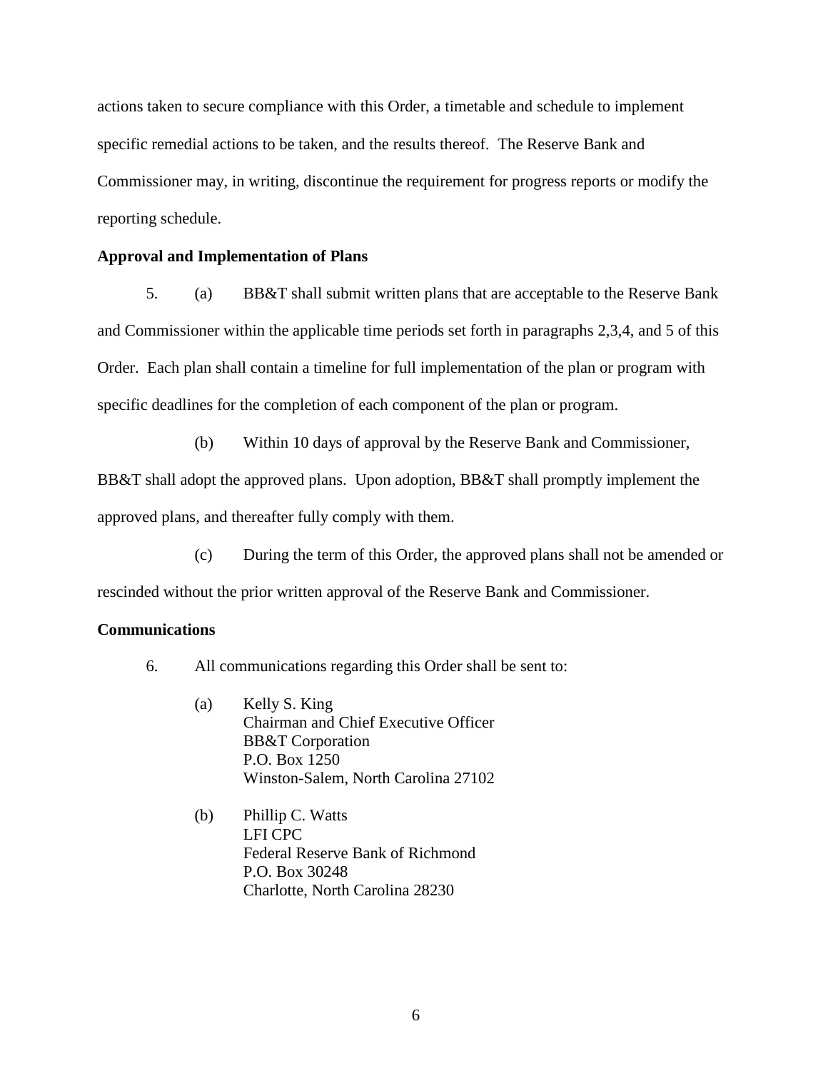actions taken to secure compliance with this Order, a timetable and schedule to implement specific remedial actions to be taken, and the results thereof. The Reserve Bank and Commissioner may, in writing, discontinue the requirement for progress reports or modify the reporting schedule.

**Approval and Implementation of Plans**

5. (a) BB&T shall submit written plans that are acceptable to the Reserve Bank and Commissioner within the applicable time periods set forth in paragraphs 2,3,4, and 5 of this Order. Each plan shall contain a timeline for full implementation of the plan or program with specific deadlines for the completion of each component of the plan or program.

(b) Within 10 days of approval by the Reserve Bank and Commissioner, BB&T shall adopt the approved plans. Upon adoption, BB&T shall promptly implement the approved plans, and thereafter fully comply with them.

(c) During the term of this Order, the approved plans shall not be amended or rescinded without the prior written approval of the Reserve Bank and Commissioner.

**Communications**

6. All communications regarding this Order shall be sent to:

(a) Kelly S. King
Chairman and Chief Executive Officer
BB&T Corporation
P.O. Box 1250
Winston-Salem, North Carolina 27102

(b) Phillip C. Watts
LFI CPC
Federal Reserve Bank of Richmond
P.O. Box 30248
Charlotte, North Carolina 28230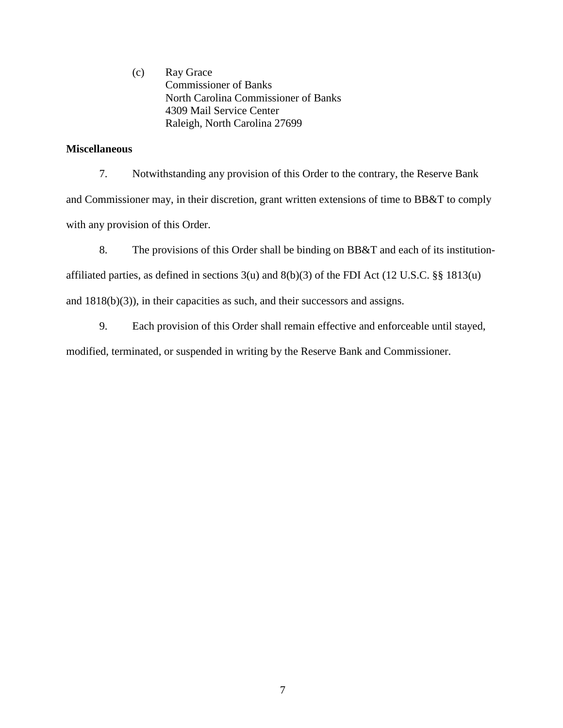(c) Ray Grace
Commissioner of Banks
North Carolina Commissioner of Banks
4309 Mail Service Center
Raleigh, North Carolina 27699

**Miscellaneous**

7. Notwithstanding any provision of this Order to the contrary, the Reserve Bank and Commissioner may, in their discretion, grant written extensions of time to BB&T to comply with any provision of this Order.

8. The provisions of this Order shall be binding on BB&T and each of its institution-affiliated parties, as defined in sections 3(u) and 8(b)(3) of the FDI Act (12 U.S.C. §§ 1813(u) and 1818(b)(3)), in their capacities as such, and their successors and assigns.

9. Each provision of this Order shall remain effective and enforceable until stayed, modified, terminated, or suspended in writing by the Reserve Bank and Commissioner.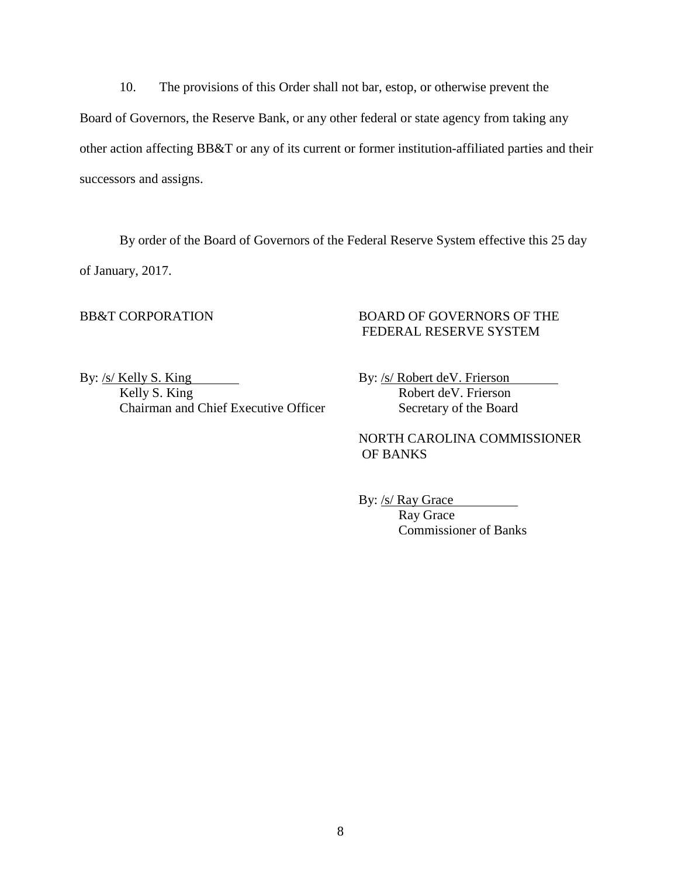10. The provisions of this Order shall not bar, estop, or otherwise prevent the Board of Governors, the Reserve Bank, or any other federal or state agency from taking any other action affecting BB&T or any of its current or former institution-affiliated parties and their successors and assigns.

By order of the Board of Governors of the Federal Reserve System effective this 25 day of January, 2017.

BB&T CORPORATION

By: /s/ Kelly S. King
Kelly S. King
Chairman and Chief Executive Officer

BOARD OF GOVERNORS OF THE FEDERAL RESERVE SYSTEM

By: /s/ Robert deV. Frierson
Robert deV. Frierson
Secretary of the Board

NORTH CAROLINA COMMISSIONER OF BANKS

By: /s/ Ray Grace
Ray Grace
Commissioner of Banks